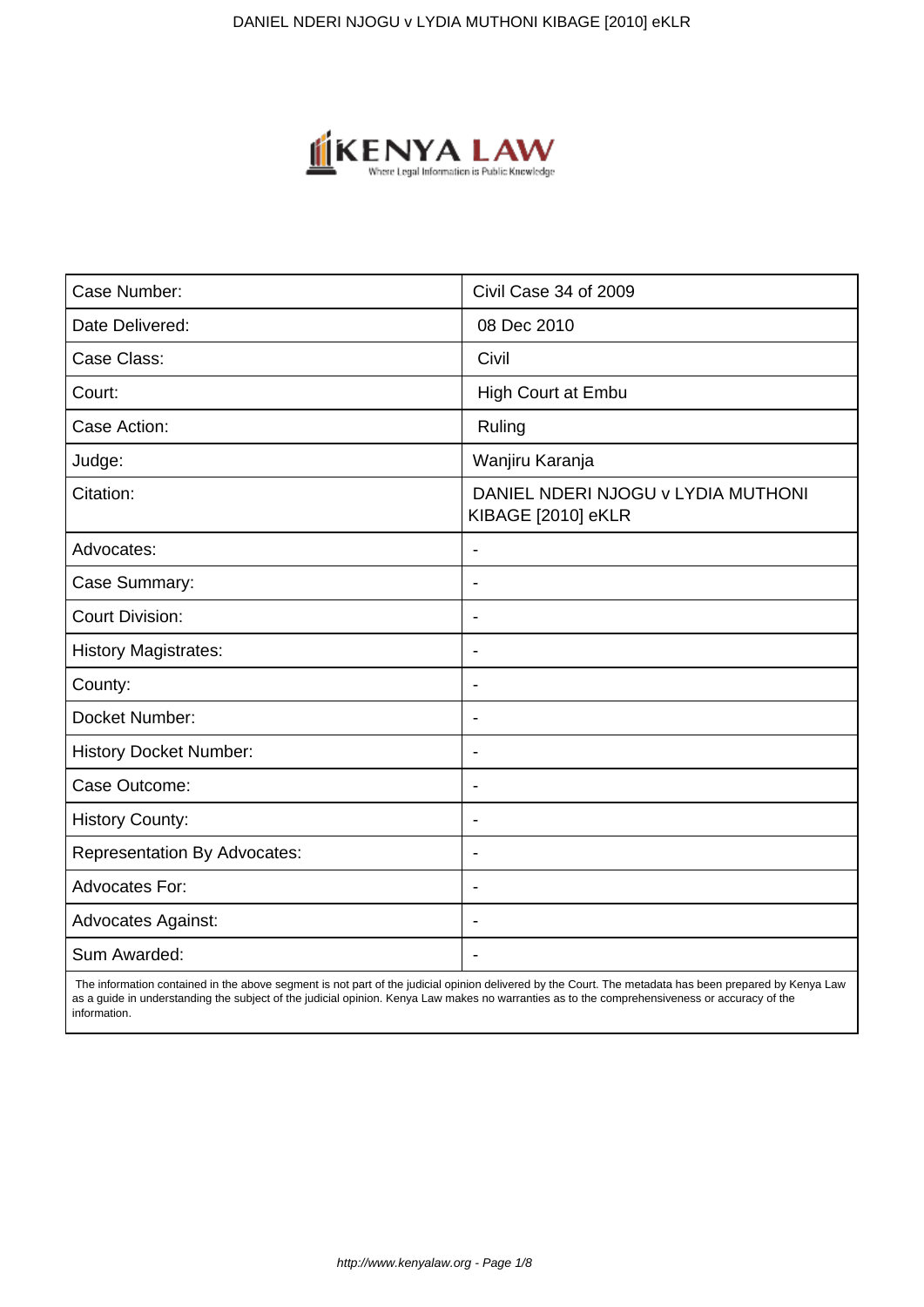| Case Number: | Civil Case 34 of 2009 |
| --- | --- |
| Date Delivered: | 08 Dec 2010 |
| Case Class: | Civil |
| Court: | High Court at Embu |
| Case Action: | Ruling |
| Judge: | Wanjiru Karanja |
| Citation: | DANIEL NDERI NJOGU v LYDIA MUTHONI KIBAGE [2010] eKLR |
| Advocates: | - |
| Case Summary: | - |
| Court Division: | - |
| History Magistrates: | - |
| County: | - |
| Docket Number: | - |
| History Docket Number: | - |
| Case Outcome: | - |
| History County: | - |
| Representation By Advocates: | - |
| Advocates For: | - |
| Advocates Against: | - |
| Sum Awarded: | - |

The information contained in the above segment is not part of the judicial opinion delivered by the Court. The metadata has been prepared by Kenya Law as a guide in understanding the subject of the judicial opinion. Kenya Law makes no warranties as to the comprehensiveness or accuracy of the information.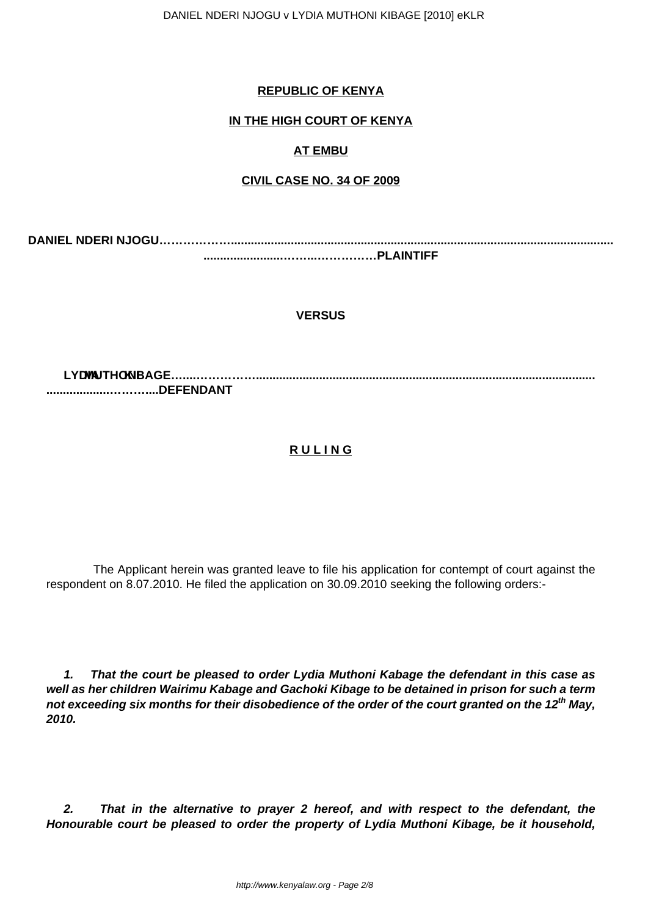**REPUBLIC OF KENYA**

**IN THE HIGH COURT OF KENYA**

**AT EMBU**

**CIVIL CASE NO. 34 OF 2009**

**DANIEL NDERI NJOGU………………...................................................................................................................... .......................………..……………PLAINTIFF**

**VERSUS**

**LYDIA MUTHONI KIBAGE…...………………...................................................................................................... ..................…………...DEFENDANT**

**R U L I N G**

The Applicant herein was granted leave to file his application for contempt of court against the respondent on 8.07.2010. He filed the application on 30.09.2010 seeking the following orders:-

***1. That the court be pleased to order Lydia Muthoni Kabage the defendant in this case as well as her children Wairimu Kabage and Gachoki Kibage to be detained in prison for such a term not exceeding six months for their disobedience of the order of the court granted on the 12th May, 2010.***

***2. That in the alternative to prayer 2 hereof, and with respect to the defendant, the Honourable court be pleased to order the property of Lydia Muthoni Kibage, be it household,***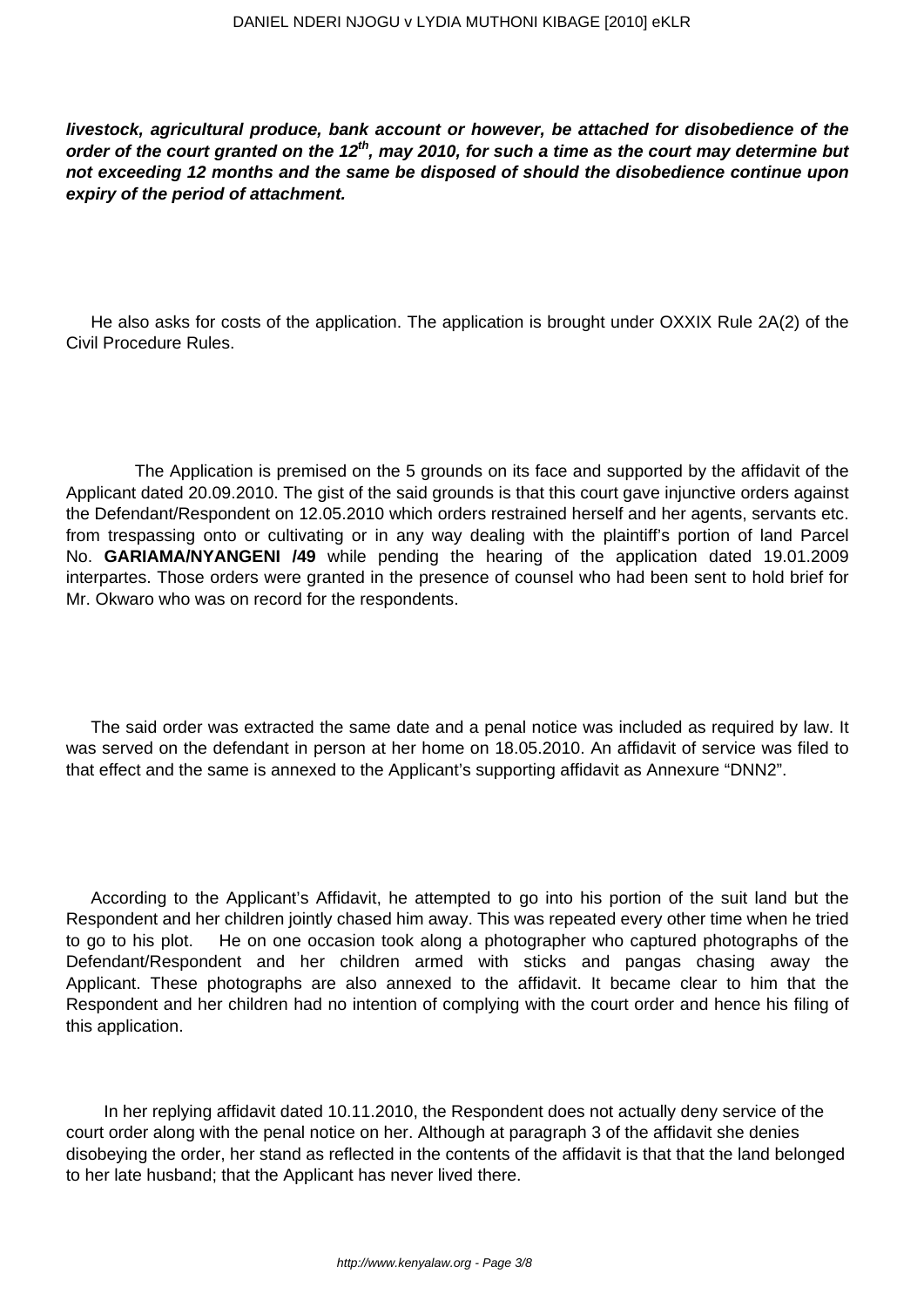***livestock, agricultural produce, bank account or however, be attached for disobedience of the order of the court granted on the 12th, may 2010, for such a time as the court may determine but not exceeding 12 months and the same be disposed of should the disobedience continue upon expiry of the period of attachment.***

He also asks for costs of the application. The application is brought under OXXIX Rule 2A(2) of the Civil Procedure Rules.

The Application is premised on the 5 grounds on its face and supported by the affidavit of the Applicant dated 20.09.2010. The gist of the said grounds is that this court gave injunctive orders against the Defendant/Respondent on 12.05.2010 which orders restrained herself and her agents, servants etc. from trespassing onto or cultivating or in any way dealing with the plaintiff's portion of land Parcel No. **GARIAMA/NYANGENI /49** while pending the hearing of the application dated 19.01.2009 interpartes. Those orders were granted in the presence of counsel who had been sent to hold brief for Mr. Okwaro who was on record for the respondents.

The said order was extracted the same date and a penal notice was included as required by law. It was served on the defendant in person at her home on 18.05.2010. An affidavit of service was filed to that effect and the same is annexed to the Applicant's supporting affidavit as Annexure "DNN2".

According to the Applicant's Affidavit, he attempted to go into his portion of the suit land but the Respondent and her children jointly chased him away. This was repeated every other time when he tried to go to his plot. He on one occasion took along a photographer who captured photographs of the Defendant/Respondent and her children armed with sticks and pangas chasing away the Applicant. These photographs are also annexed to the affidavit. It became clear to him that the Respondent and her children had no intention of complying with the court order and hence his filing of this application.

In her replying affidavit dated 10.11.2010, the Respondent does not actually deny service of the court order along with the penal notice on her. Although at paragraph 3 of the affidavit she denies disobeying the order, her stand as reflected in the contents of the affidavit is that that the land belonged to her late husband; that the Applicant has never lived there.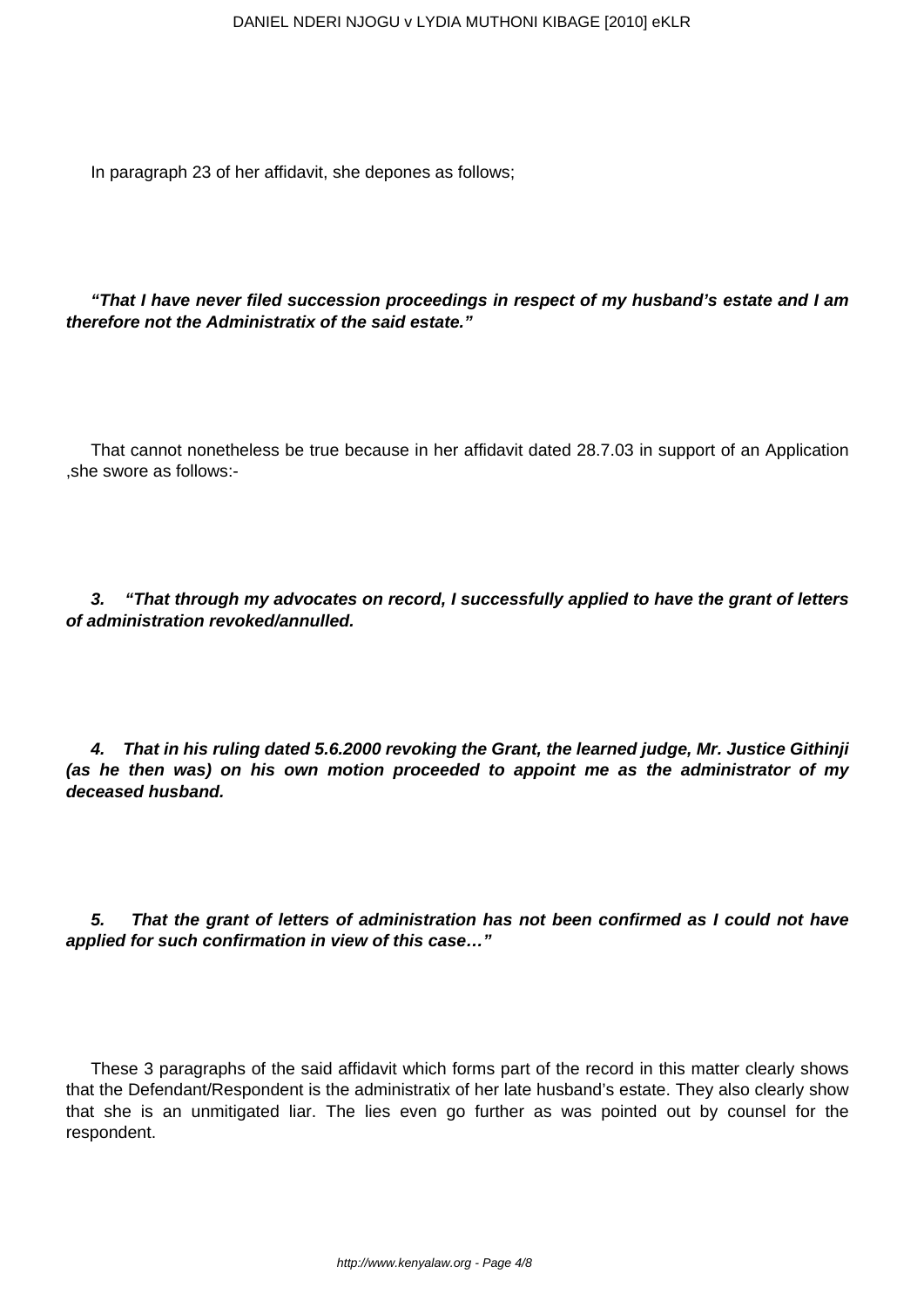In paragraph 23 of her affidavit, she depones as follows;

***"That I have never filed succession proceedings in respect of my husband's estate and I am therefore not the Administratix of the said estate."***

That cannot nonetheless be true because in her affidavit dated 28.7.03 in support of an Application ,she swore as follows:-

***3. "That through my advocates on record, I successfully applied to have the grant of letters of administration revoked/annulled.***

***4. That in his ruling dated 5.6.2000 revoking the Grant, the learned judge, Mr. Justice Githinji (as he then was) on his own motion proceeded to appoint me as the administrator of my deceased husband.***

***5. That the grant of letters of administration has not been confirmed as I could not have applied for such confirmation in view of this case…"***

These 3 paragraphs of the said affidavit which forms part of the record in this matter clearly shows that the Defendant/Respondent is the administratix of her late husband's estate. They also clearly show that she is an unmitigated liar. The lies even go further as was pointed out by counsel for the respondent.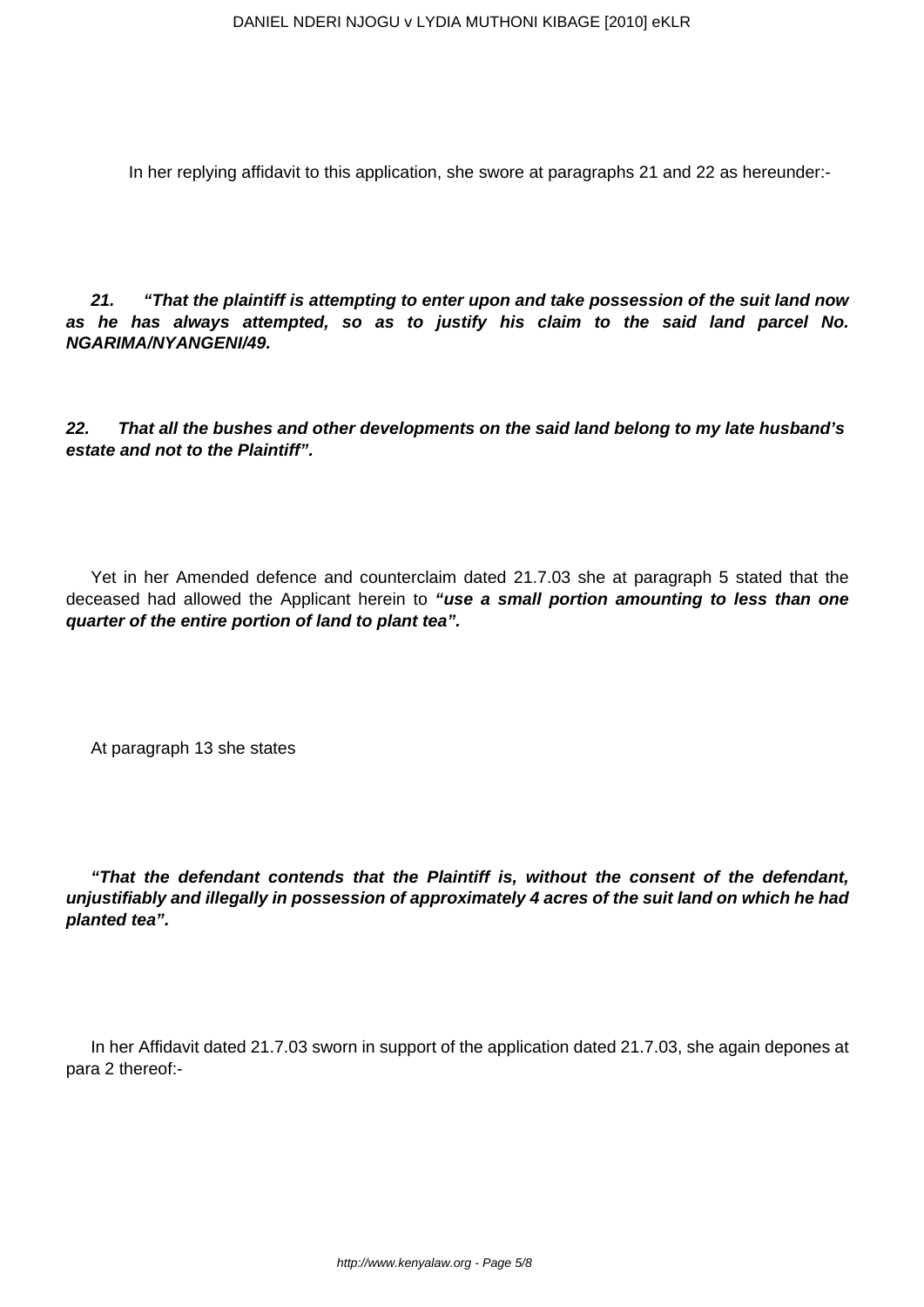In her replying affidavit to this application, she swore at paragraphs 21 and 22 as hereunder:-

***21. "That the plaintiff is attempting to enter upon and take possession of the suit land now as he has always attempted, so as to justify his claim to the said land parcel No. NGARIMA/NYANGENI/49.***

***22. That all the bushes and other developments on the said land belong to my late husband's estate and not to the Plaintiff".***

Yet in her Amended defence and counterclaim dated 21.7.03 she at paragraph 5 stated that the deceased had allowed the Applicant herein to ***"use a small portion amounting to less than one quarter of the entire portion of land to plant tea".***

At paragraph 13 she states

***"That the defendant contends that the Plaintiff is, without the consent of the defendant, unjustifiably and illegally in possession of approximately 4 acres of the suit land on which he had planted tea".***

In her Affidavit dated 21.7.03 sworn in support of the application dated 21.7.03, she again depones at para 2 thereof:-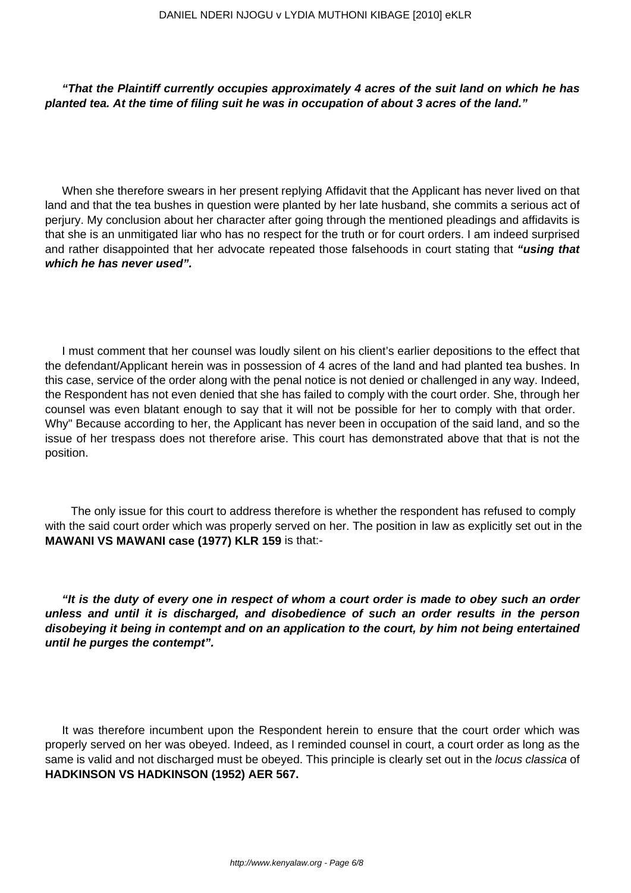***"That the Plaintiff currently occupies approximately 4 acres of the suit land on which he has planted tea. At the time of filing suit he was in occupation of about 3 acres of the land."***

When she therefore swears in her present replying Affidavit that the Applicant has never lived on that land and that the tea bushes in question were planted by her late husband, she commits a serious act of perjury. My conclusion about her character after going through the mentioned pleadings and affidavits is that she is an unmitigated liar who has no respect for the truth or for court orders. I am indeed surprised and rather disappointed that her advocate repeated those falsehoods in court stating that ***"using that which he has never used".***

I must comment that her counsel was loudly silent on his client's earlier depositions to the effect that the defendant/Applicant herein was in possession of 4 acres of the land and had planted tea bushes. In this case, service of the order along with the penal notice is not denied or challenged in any way. Indeed, the Respondent has not even denied that she has failed to comply with the court order. She, through her counsel was even blatant enough to say that it will not be possible for her to comply with that order. Why" Because according to her, the Applicant has never been in occupation of the said land, and so the issue of her trespass does not therefore arise. This court has demonstrated above that that is not the position.

The only issue for this court to address therefore is whether the respondent has refused to comply with the said court order which was properly served on her. The position in law as explicitly set out in the **MAWANI VS MAWANI case (1977) KLR 159** is that:-

***"It is the duty of every one in respect of whom a court order is made to obey such an order unless and until it is discharged, and disobedience of such an order results in the person disobeying it being in contempt and on an application to the court, by him not being entertained until he purges the contempt".***

It was therefore incumbent upon the Respondent herein to ensure that the court order which was properly served on her was obeyed. Indeed, as I reminded counsel in court, a court order as long as the same is valid and not discharged must be obeyed. This principle is clearly set out in the *locus classica* of **HADKINSON VS HADKINSON (1952) AER 567.**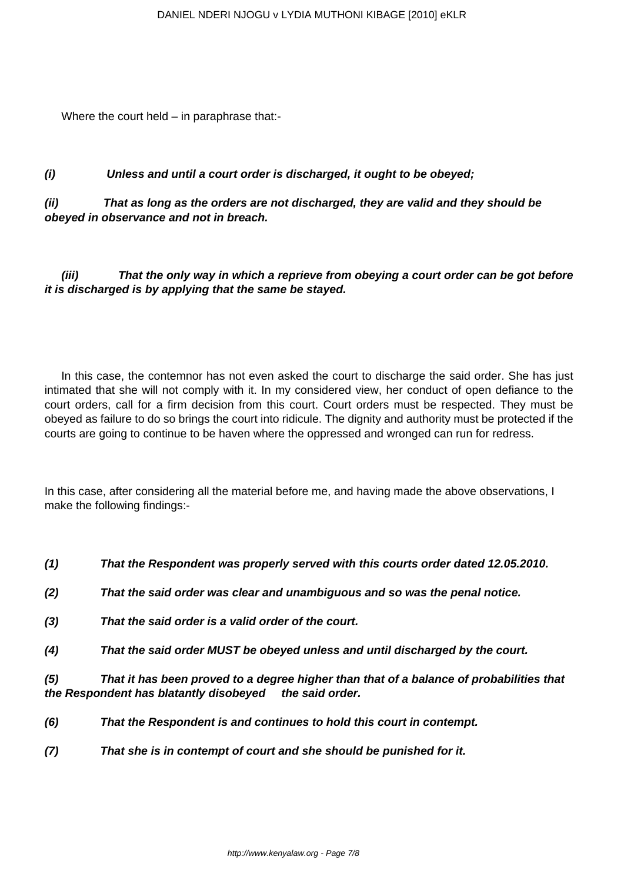Where the court held – in paraphrase that:-

***(i) Unless and until a court order is discharged, it ought to be obeyed;***

***(ii) That as long as the orders are not discharged, they are valid and they should be obeyed in observance and not in breach.***

***(iii) That the only way in which a reprieve from obeying a court order can be got before it is discharged is by applying that the same be stayed.***

In this case, the contemnor has not even asked the court to discharge the said order. She has just intimated that she will not comply with it. In my considered view, her conduct of open defiance to the court orders, call for a firm decision from this court. Court orders must be respected. They must be obeyed as failure to do so brings the court into ridicule. The dignity and authority must be protected if the courts are going to continue to be haven where the oppressed and wronged can run for redress.

In this case, after considering all the material before me, and having made the above observations, I make the following findings:-

***(1) That the Respondent was properly served with this courts order dated 12.05.2010.***

***(2) That the said order was clear and unambiguous and so was the penal notice.***

***(3) That the said order is a valid order of the court.***

***(4) That the said order MUST be obeyed unless and until discharged by the court.***

***(5) That it has been proved to a degree higher than that of a balance of probabilities that the Respondent has blatantly disobeyed the said order.***

***(6) That the Respondent is and continues to hold this court in contempt.***

***(7) That she is in contempt of court and she should be punished for it.***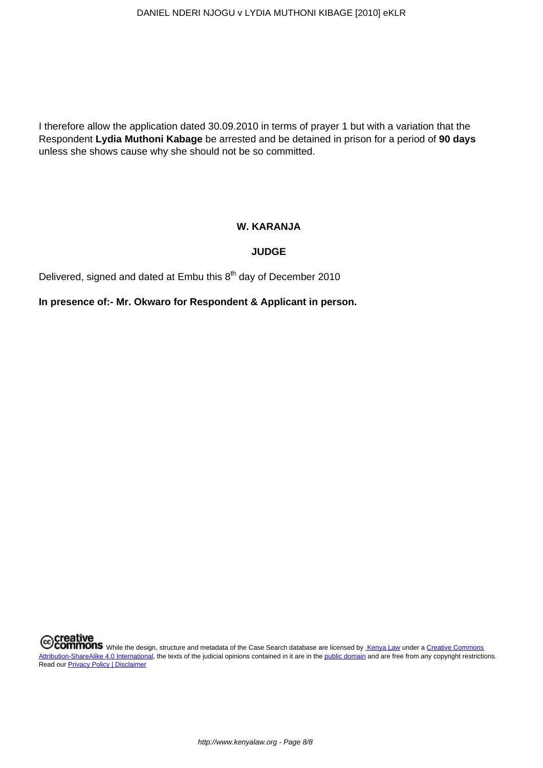I therefore allow the application dated 30.09.2010 in terms of prayer 1 but with a variation that the Respondent **Lydia Muthoni Kabage** be arrested and be detained in prison for a period of **90 days** unless she shows cause why she should not be so committed.

**W. KARANJA**

**JUDGE**

Delivered, signed and dated at Embu this 8th day of December 2010

**In presence of:- Mr. Okwaro for Respondent & Applicant in person.**

While the design, structure and metadata of the Case Search database are licensed by Kenya Law under a Creative Commons Attribution-ShareAlike 4.0 International, the texts of the judicial opinions contained in it are in the public domain and are free from any copyright restrictions. Read our Privacy Policy | Disclaimer